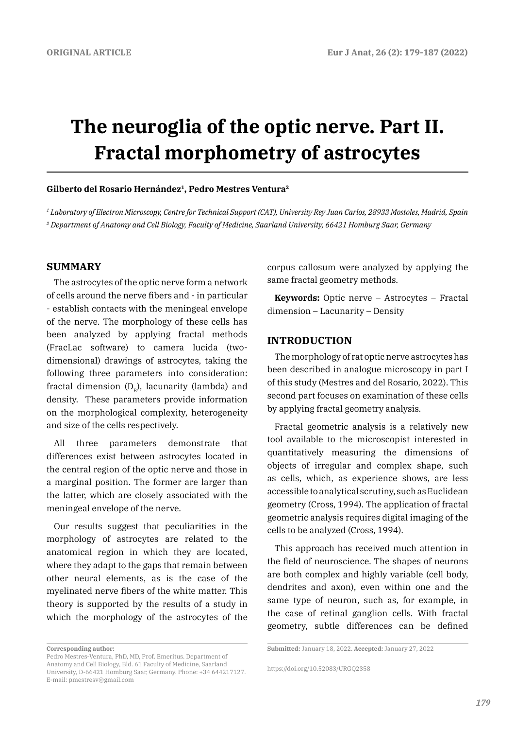ORIGINAL ARTICLE

# The neuroglia of the optic nerve. Part II. Fractal morphometry of astrocytes

**Gilberto del Rosario Hernández[1], Pedro Mestres Ventura[2]**

*[1] Laboratory of Electron Microscopy, Centre for Technical Support (CAT), University Rey Juan Carlos, 28933 Mostoles, Madrid, Spain*
*[2] Department of Anatomy and Cell Biology, Faculty of Medicine, Saarland University, 66421 Homburg Saar, Germany*

## SUMMARY

The astrocytes of the optic nerve form a network of cells around the nerve fibers and - in particular - establish contacts with the meningeal envelope of the nerve. The morphology of these cells has been analyzed by applying fractal methods (FracLac software) to camera lucida (two-dimensional) drawings of astrocytes, taking the following three parameters into consideration: fractal dimension ($D_B$), lacunarity (lambda) and density. These parameters provide information on the morphological complexity, heterogeneity and size of the cells respectively.

All three parameters demonstrate that differences exist between astrocytes located in the central region of the optic nerve and those in a marginal position. The former are larger than the latter, which are closely associated with the meningeal envelope of the nerve.

Our results suggest that peculiarities in the morphology of astrocytes are related to the anatomical region in which they are located, where they adapt to the gaps that remain between other neural elements, as is the case of the myelinated nerve fibers of the white matter. This theory is supported by the results of a study in which the morphology of the astrocytes of the corpus callosum were analyzed by applying the same fractal geometry methods.

**Keywords:** Optic nerve – Astrocytes – Fractal dimension – Lacunarity – Density

## INTRODUCTION

The morphology of rat optic nerve astrocytes has been described in analogue microscopy in part I of this study (Mestres and del Rosario, 2022). This second part focuses on examination of these cells by applying fractal geometry analysis.

Fractal geometric analysis is a relatively new tool available to the microscopist interested in quantitatively measuring the dimensions of objects of irregular and complex shape, such as cells, which, as experience shows, are less accessible to analytical scrutiny, such as Euclidean geometry (Cross, 1994). The application of fractal geometric analysis requires digital imaging of the cells to be analyzed (Cross, 1994).

This approach has received much attention in the field of neuroscience. The shapes of neurons are both complex and highly variable (cell body, dendrites and axon), even within one and the same type of neuron, such as, for example, in the case of retinal ganglion cells. With fractal geometry, subtle differences can be defined

**Corresponding author:**
Pedro Mestres-Ventura, PhD, MD, Prof. Emeritus. Department of Anatomy and Cell Biology, Bld. 61 Faculty of Medicine, Saarland University, D-66421 Homburg Saar, Germany. Phone: +34 644217127. E-mail: pmestresv@gmail.com

**Submitted:** January 18, 2022. **Accepted:** January 27, 2022

https://doi.org/10.52083/URGQ2358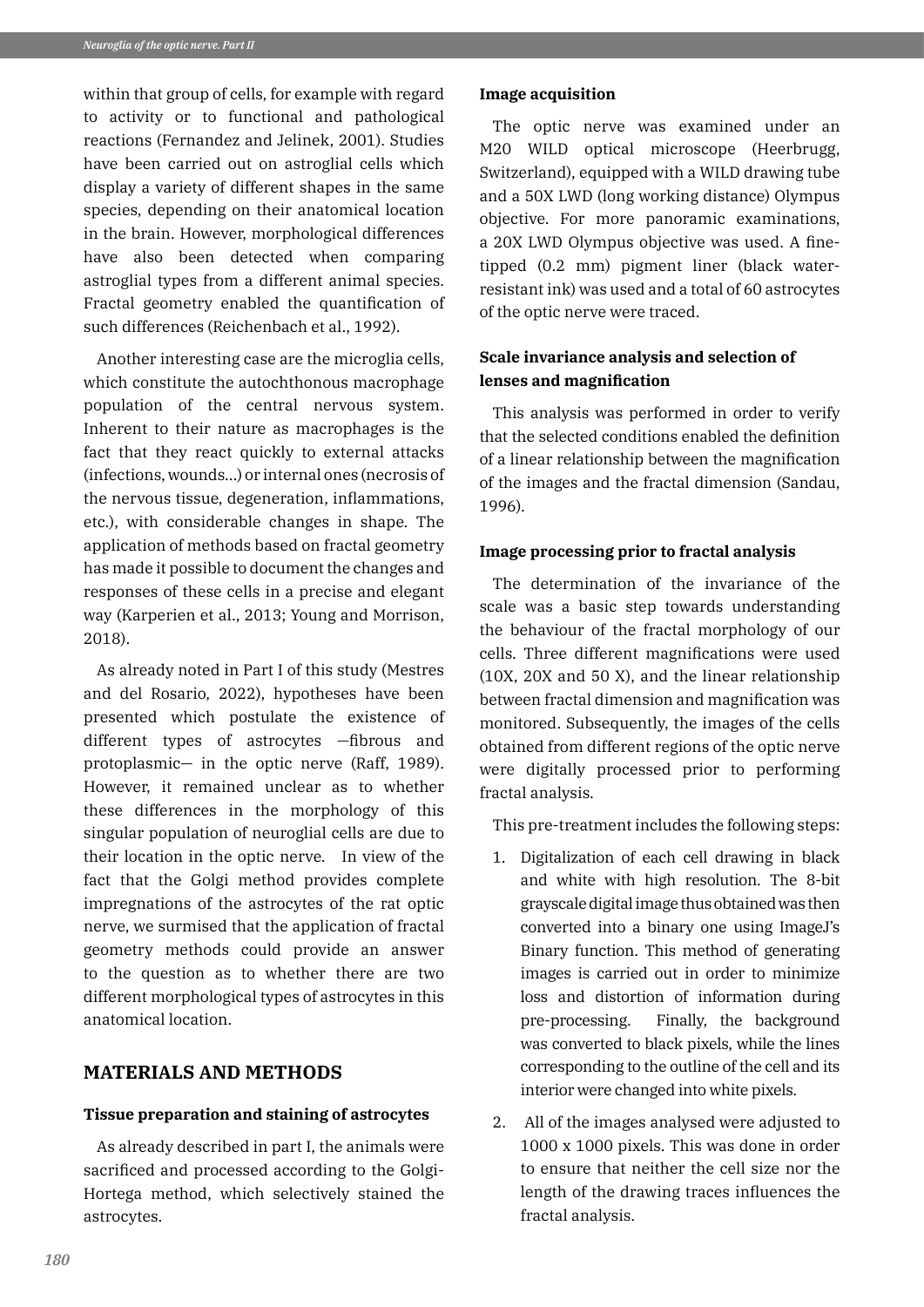within that group of cells, for example with regard to activity or to functional and pathological reactions (Fernandez and Jelinek, 2001). Studies have been carried out on astroglial cells which display a variety of different shapes in the same species, depending on their anatomical location in the brain. However, morphological differences have also been detected when comparing astroglial types from a different animal species. Fractal geometry enabled the quantification of such differences (Reichenbach et al., 1992).

Another interesting case are the microglia cells, which constitute the autochthonous macrophage population of the central nervous system. Inherent to their nature as macrophages is the fact that they react quickly to external attacks (infections, wounds...) or internal ones (necrosis of the nervous tissue, degeneration, inflammations, etc.), with considerable changes in shape. The application of methods based on fractal geometry has made it possible to document the changes and responses of these cells in a precise and elegant way (Karperien et al., 2013; Young and Morrison, 2018).

As already noted in Part I of this study (Mestres and del Rosario, 2022), hypotheses have been presented which postulate the existence of different types of astrocytes —fibrous and protoplasmic— in the optic nerve (Raff, 1989). However, it remained unclear as to whether these differences in the morphology of this singular population of neuroglial cells are due to their location in the optic nerve. In view of the fact that the Golgi method provides complete impregnations of the astrocytes of the rat optic nerve, we surmised that the application of fractal geometry methods could provide an answer to the question as to whether there are two different morphological types of astrocytes in this anatomical location.

## MATERIALS AND METHODS

### Tissue preparation and staining of astrocytes

As already described in part I, the animals were sacrificed and processed according to the Golgi-Hortega method, which selectively stained the astrocytes.

### Image acquisition

The optic nerve was examined under an M20 WILD optical microscope (Heerbrugg, Switzerland), equipped with a WILD drawing tube and a 50X LWD (long working distance) Olympus objective. For more panoramic examinations, a 20X LWD Olympus objective was used. A fine-tipped (0.2 mm) pigment liner (black water-resistant ink) was used and a total of 60 astrocytes of the optic nerve were traced.

### Scale invariance analysis and selection of lenses and magnification

This analysis was performed in order to verify that the selected conditions enabled the definition of a linear relationship between the magnification of the images and the fractal dimension (Sandau, 1996).

### Image processing prior to fractal analysis

The determination of the invariance of the scale was a basic step towards understanding the behaviour of the fractal morphology of our cells. Three different magnifications were used (10X, 20X and 50 X), and the linear relationship between fractal dimension and magnification was monitored. Subsequently, the images of the cells obtained from different regions of the optic nerve were digitally processed prior to performing fractal analysis.

This pre-treatment includes the following steps:

1. Digitalization of each cell drawing in black and white with high resolution. The 8-bit grayscale digital image thus obtained was then converted into a binary one using ImageJ's Binary function. This method of generating images is carried out in order to minimize loss and distortion of information during pre-processing. Finally, the background was converted to black pixels, while the lines corresponding to the outline of the cell and its interior were changed into white pixels.
2. All of the images analysed were adjusted to 1000 x 1000 pixels. This was done in order to ensure that neither the cell size nor the length of the drawing traces influences the fractal analysis.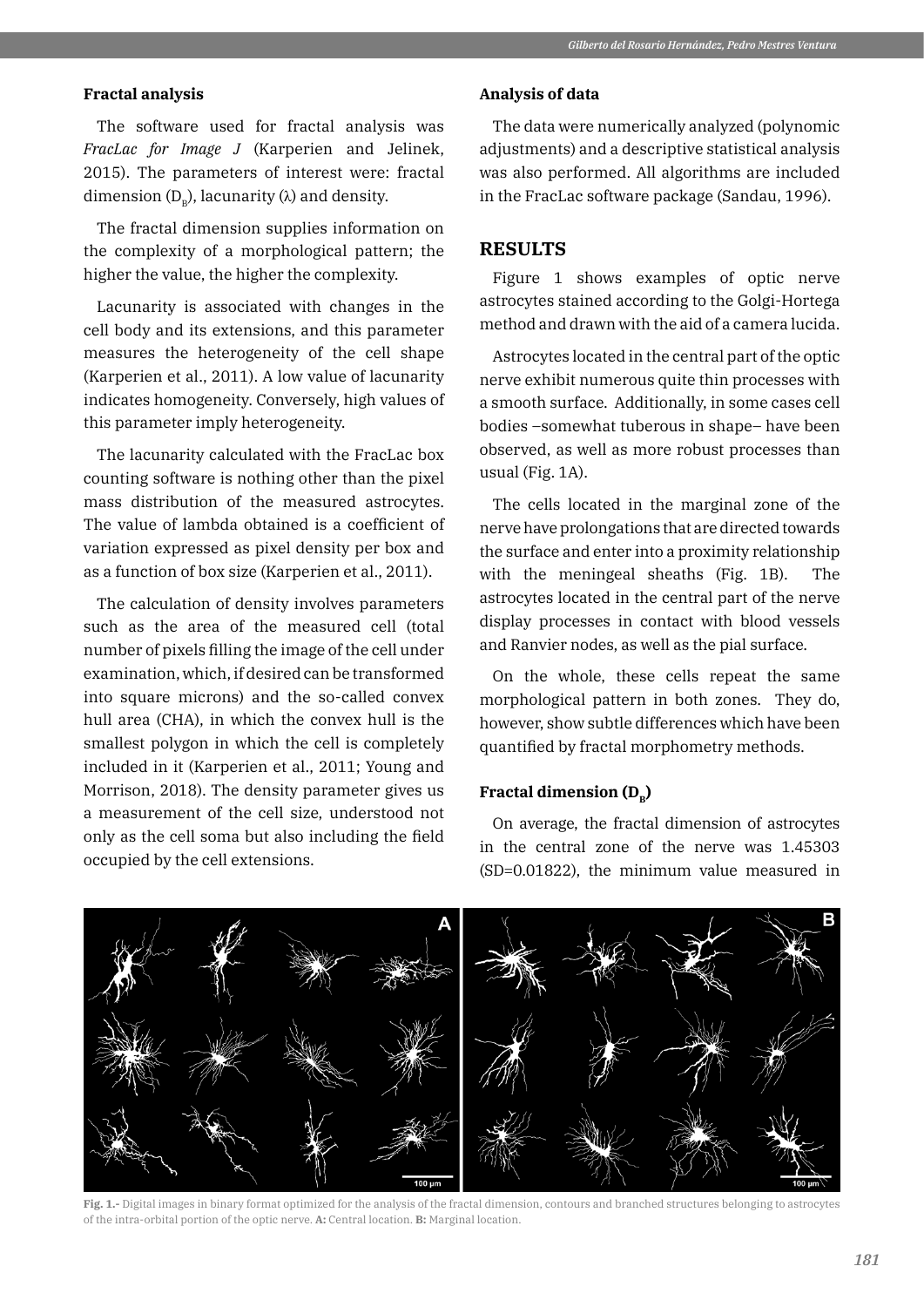### Fractal analysis

The software used for fractal analysis was *FracLac for Image J* (Karperien and Jelinek, 2015). The parameters of interest were: fractal dimension ($D_B$), lacunarity (λ) and density.

The fractal dimension supplies information on the complexity of a morphological pattern; the higher the value, the higher the complexity.

Lacunarity is associated with changes in the cell body and its extensions, and this parameter measures the heterogeneity of the cell shape (Karperien et al., 2011). A low value of lacunarity indicates homogeneity. Conversely, high values of this parameter imply heterogeneity.

The lacunarity calculated with the FracLac box counting software is nothing other than the pixel mass distribution of the measured astrocytes. The value of lambda obtained is a coefficient of variation expressed as pixel density per box and as a function of box size (Karperien et al., 2011).

The calculation of density involves parameters such as the area of the measured cell (total number of pixels filling the image of the cell under examination, which, if desired can be transformed into square microns) and the so-called convex hull area (CHA), in which the convex hull is the smallest polygon in which the cell is completely included in it (Karperien et al., 2011; Young and Morrison, 2018). The density parameter gives us a measurement of the cell size, understood not only as the cell soma but also including the field occupied by the cell extensions.

### Analysis of data

The data were numerically analyzed (polynomic adjustments) and a descriptive statistical analysis was also performed. All algorithms are included in the FracLac software package (Sandau, 1996).

## RESULTS

Figure 1 shows examples of optic nerve astrocytes stained according to the Golgi-Hortega method and drawn with the aid of a camera lucida.

Astrocytes located in the central part of the optic nerve exhibit numerous quite thin processes with a smooth surface. Additionally, in some cases cell bodies –somewhat tuberous in shape– have been observed, as well as more robust processes than usual (Fig. 1A).

The cells located in the marginal zone of the nerve have prolongations that are directed towards the surface and enter into a proximity relationship with the meningeal sheaths (Fig. 1B). The astrocytes located in the central part of the nerve display processes in contact with blood vessels and Ranvier nodes, as well as the pial surface.

On the whole, these cells repeat the same morphological pattern in both zones. They do, however, show subtle differences which have been quantified by fractal morphometry methods.

### Fractal dimension ($D_B$)

On average, the fractal dimension of astrocytes in the central zone of the nerve was 1.45303 (SD=0.01822), the minimum value measured in

**Fig. 1.-** Digital images in binary format optimized for the analysis of the fractal dimension, contours and branched structures belonging to astrocytes of the intra-orbital portion of the optic nerve. **A:** Central location. **B:** Marginal location.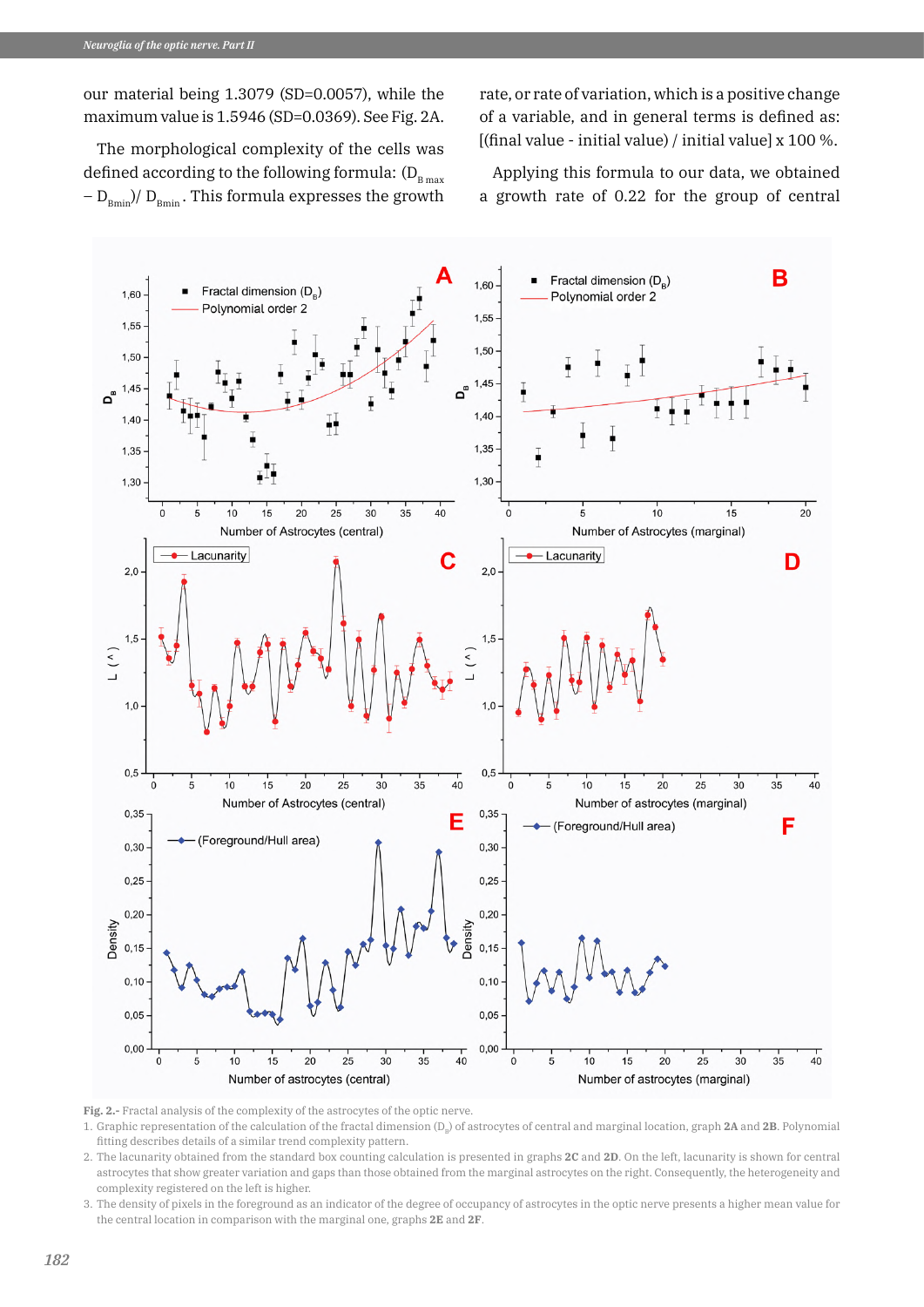our material being 1.3079 (SD=0.0057), while the maximum value is 1.5946 (SD=0.0369). See Fig. 2A.

The morphological complexity of the cells was defined according to the following formula: $(D_{B\,max} - D_{Bmin}) / D_{Bmin}$. This formula expresses the growth rate, or rate of variation, which is a positive change of a variable, and in general terms is defined as: [(final value - initial value) / initial value] x 100 %.

Applying this formula to our data, we obtained a growth rate of 0.22 for the group of central

**Fig. 2.-** Fractal analysis of the complexity of the astrocytes of the optic nerve.

1. Graphic representation of the calculation of the fractal dimension ($D_B$) of astrocytes of central and marginal location, graph **2A** and **2B**. Polynomial fitting describes details of a similar trend complexity pattern.
2. The lacunarity obtained from the standard box counting calculation is presented in graphs **2C** and **2D**. On the left, lacunarity is shown for central astrocytes that show greater variation and gaps than those obtained from the marginal astrocytes on the right. Consequently, the heterogeneity and complexity registered on the left is higher.
3. The density of pixels in the foreground as an indicator of the degree of occupancy of astrocytes in the optic nerve presents a higher mean value for the central location in comparison with the marginal one, graphs **2E** and **2F**.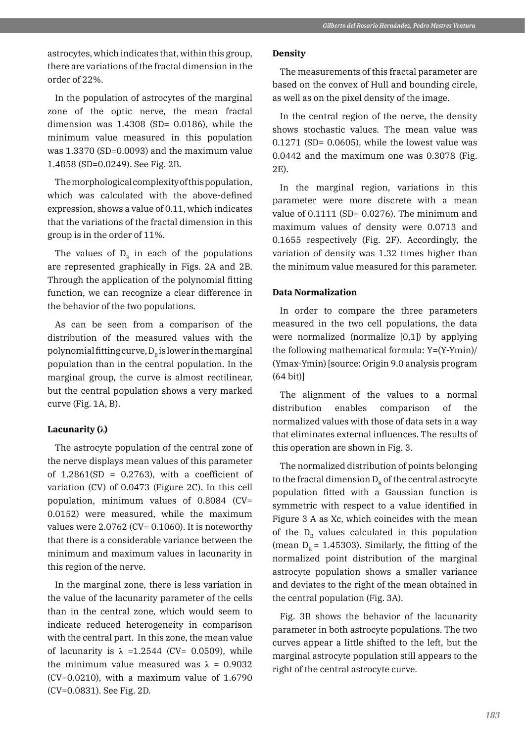astrocytes, which indicates that, within this group, there are variations of the fractal dimension in the order of 22%.

In the population of astrocytes of the marginal zone of the optic nerve, the mean fractal dimension was 1.4308 (SD= 0.0186), while the minimum value measured in this population was 1.3370 (SD=0.0093) and the maximum value 1.4858 (SD=0.0249). See Fig. 2B.

The morphological complexity of this population, which was calculated with the above-defined expression, shows a value of 0.11, which indicates that the variations of the fractal dimension in this group is in the order of 11%.

The values of $D_B$ in each of the populations are represented graphically in Figs. 2A and 2B. Through the application of the polynomial fitting function, we can recognize a clear difference in the behavior of the two populations.

As can be seen from a comparison of the distribution of the measured values with the polynomial fitting curve, $D_B$ is lower in the marginal population than in the central population. In the marginal group, the curve is almost rectilinear, but the central population shows a very marked curve (Fig. 1A, B).

**Lacunarity (λ)**

The astrocyte population of the central zone of the nerve displays mean values of this parameter of 1.2861(SD = 0.2763), with a coefficient of variation (CV) of 0.0473 (Figure 2C). In this cell population, minimum values of 0.8084 (CV= 0.0152) were measured, while the maximum values were 2.0762 (CV= 0.1060). It is noteworthy that there is a considerable variance between the minimum and maximum values in lacunarity in this region of the nerve.

In the marginal zone, there is less variation in the value of the lacunarity parameter of the cells than in the central zone, which would seem to indicate reduced heterogeneity in comparison with the central part. In this zone, the mean value of lacunarity is λ =1.2544 (CV= 0.0509), while the minimum value measured was λ = 0.9032 (CV=0.0210), with a maximum value of 1.6790 (CV=0.0831). See Fig. 2D.

**Density**

The measurements of this fractal parameter are based on the convex of Hull and bounding circle, as well as on the pixel density of the image.

In the central region of the nerve, the density shows stochastic values. The mean value was 0.1271 (SD= 0.0605), while the lowest value was 0.0442 and the maximum one was 0.3078 (Fig. 2E).

In the marginal region, variations in this parameter were more discrete with a mean value of 0.1111 (SD= 0.0276). The minimum and maximum values of density were 0.0713 and 0.1655 respectively (Fig. 2F). Accordingly, the variation of density was 1.32 times higher than the minimum value measured for this parameter.

**Data Normalization**

In order to compare the three parameters measured in the two cell populations, the data were normalized (normalize [0,1]) by applying the following mathematical formula: Y=(Y-Ymin)/(Ymax-Ymin) [source: Origin 9.0 analysis program (64 bit)]

The alignment of the values to a normal distribution enables comparison of the normalized values with those of data sets in a way that eliminates external influences. The results of this operation are shown in Fig. 3.

The normalized distribution of points belonging to the fractal dimension $D_B$ of the central astrocyte population fitted with a Gaussian function is symmetric with respect to a value identified in Figure 3 A as Xc, which coincides with the mean of the $D_B$ values calculated in this population (mean $D_B$ = 1.45303). Similarly, the fitting of the normalized point distribution of the marginal astrocyte population shows a smaller variance and deviates to the right of the mean obtained in the central population (Fig. 3A).

Fig. 3B shows the behavior of the lacunarity parameter in both astrocyte populations. The two curves appear a little shifted to the left, but the marginal astrocyte population still appears to the right of the central astrocyte curve.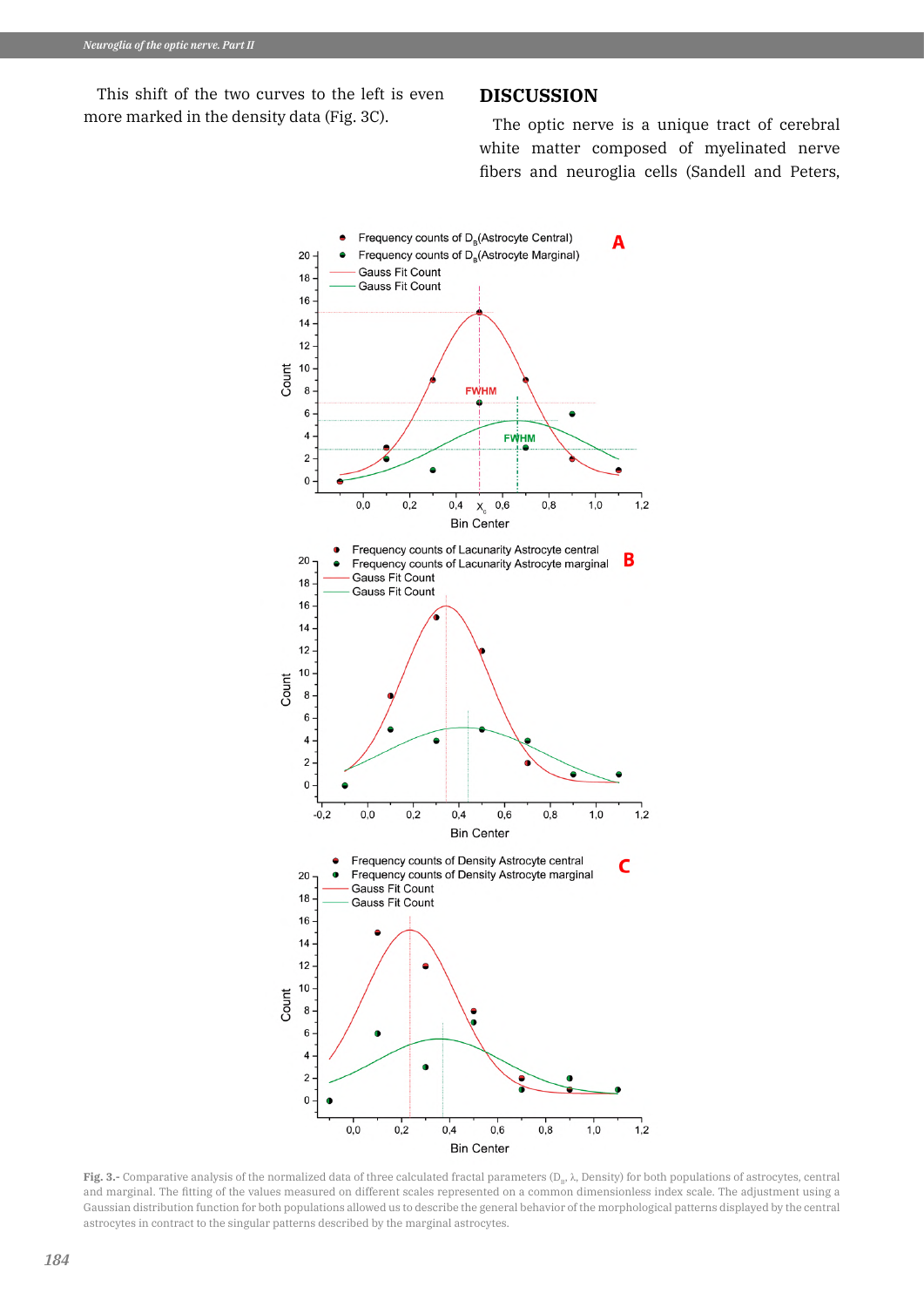This shift of the two curves to the left is even more marked in the density data (Fig. 3C).

## DISCUSSION

The optic nerve is a unique tract of cerebral white matter composed of myelinated nerve fibers and neuroglia cells (Sandell and Peters,

Fig. 3.- Comparative analysis of the normalized data of three calculated fractal parameters ($D_B$, λ, Density) for both populations of astrocytes, central and marginal. The fitting of the values measured on different scales represented on a common dimensionless index scale. The adjustment using a Gaussian distribution function for both populations allowed us to describe the general behavior of the morphological patterns displayed by the central astrocytes in contract to the singular patterns described by the marginal astrocytes.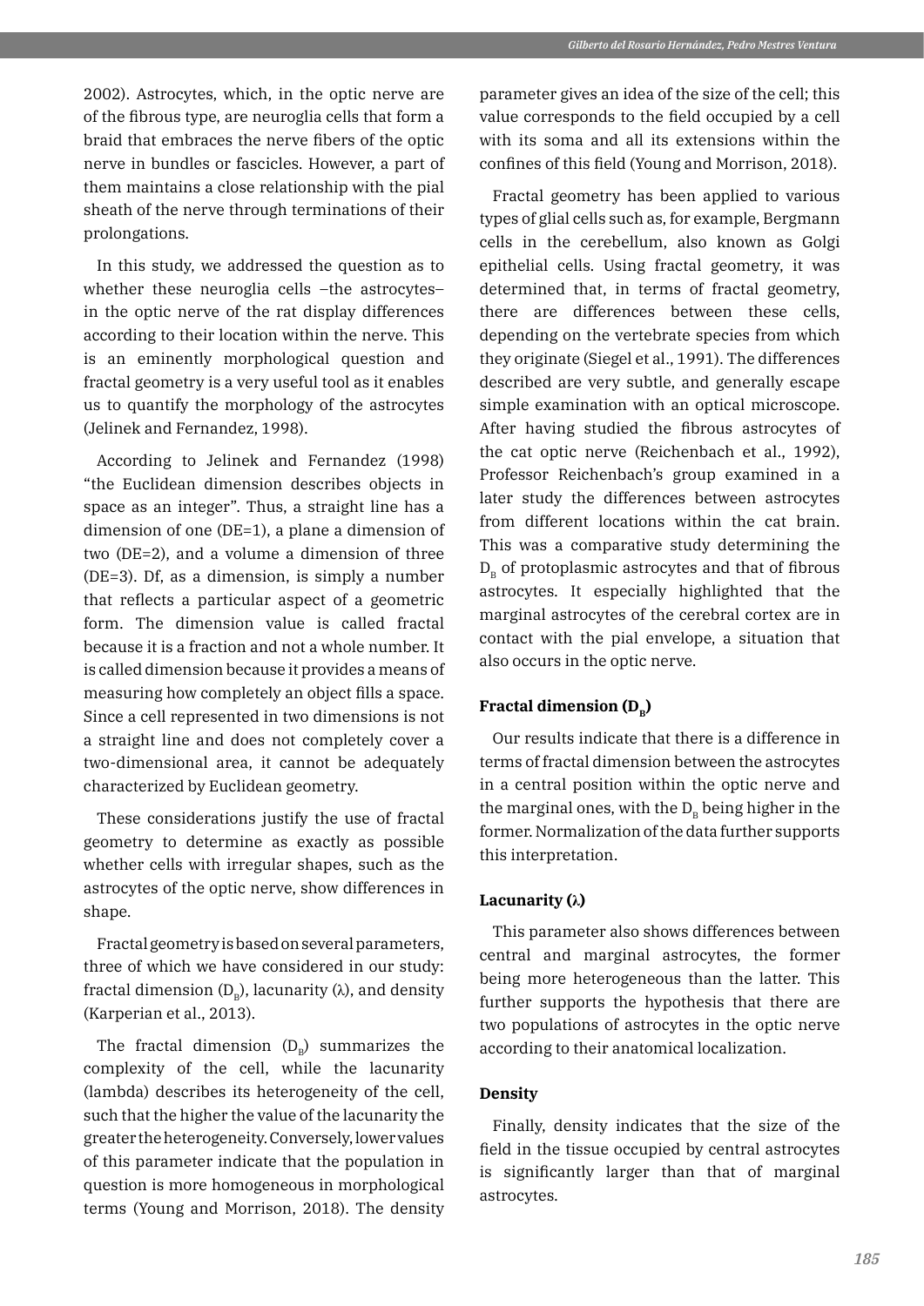2002). Astrocytes, which, in the optic nerve are of the fibrous type, are neuroglia cells that form a braid that embraces the nerve fibers of the optic nerve in bundles or fascicles. However, a part of them maintains a close relationship with the pial sheath of the nerve through terminations of their prolongations.

In this study, we addressed the question as to whether these neuroglia cells –the astrocytes– in the optic nerve of the rat display differences according to their location within the nerve. This is an eminently morphological question and fractal geometry is a very useful tool as it enables us to quantify the morphology of the astrocytes (Jelinek and Fernandez, 1998).

According to Jelinek and Fernandez (1998) "the Euclidean dimension describes objects in space as an integer". Thus, a straight line has a dimension of one (DE=1), a plane a dimension of two (DE=2), and a volume a dimension of three (DE=3). Df, as a dimension, is simply a number that reflects a particular aspect of a geometric form. The dimension value is called fractal because it is a fraction and not a whole number. It is called dimension because it provides a means of measuring how completely an object fills a space. Since a cell represented in two dimensions is not a straight line and does not completely cover a two-dimensional area, it cannot be adequately characterized by Euclidean geometry.

These considerations justify the use of fractal geometry to determine as exactly as possible whether cells with irregular shapes, such as the astrocytes of the optic nerve, show differences in shape.

Fractal geometry is based on several parameters, three of which we have considered in our study: fractal dimension ($D_B$), lacunarity (λ), and density (Karperian et al., 2013).

The fractal dimension ($D_B$) summarizes the complexity of the cell, while the lacunarity (lambda) describes its heterogeneity of the cell, such that the higher the value of the lacunarity the greater the heterogeneity. Conversely, lower values of this parameter indicate that the population in question is more homogeneous in morphological terms (Young and Morrison, 2018). The density parameter gives an idea of the size of the cell; this value corresponds to the field occupied by a cell with its soma and all its extensions within the confines of this field (Young and Morrison, 2018).

Fractal geometry has been applied to various types of glial cells such as, for example, Bergmann cells in the cerebellum, also known as Golgi epithelial cells. Using fractal geometry, it was determined that, in terms of fractal geometry, there are differences between these cells, depending on the vertebrate species from which they originate (Siegel et al., 1991). The differences described are very subtle, and generally escape simple examination with an optical microscope. After having studied the fibrous astrocytes of the cat optic nerve (Reichenbach et al., 1992), Professor Reichenbach's group examined in a later study the differences between astrocytes from different locations within the cat brain. This was a comparative study determining the $D_B$ of protoplasmic astrocytes and that of fibrous astrocytes. It especially highlighted that the marginal astrocytes of the cerebral cortex are in contact with the pial envelope, a situation that also occurs in the optic nerve.

**Fractal dimension ($D_B$)**

Our results indicate that there is a difference in terms of fractal dimension between the astrocytes in a central position within the optic nerve and the marginal ones, with the $D_B$ being higher in the former. Normalization of the data further supports this interpretation.

**Lacunarity (λ)**

This parameter also shows differences between central and marginal astrocytes, the former being more heterogeneous than the latter. This further supports the hypothesis that there are two populations of astrocytes in the optic nerve according to their anatomical localization.

**Density**

Finally, density indicates that the size of the field in the tissue occupied by central astrocytes is significantly larger than that of marginal astrocytes.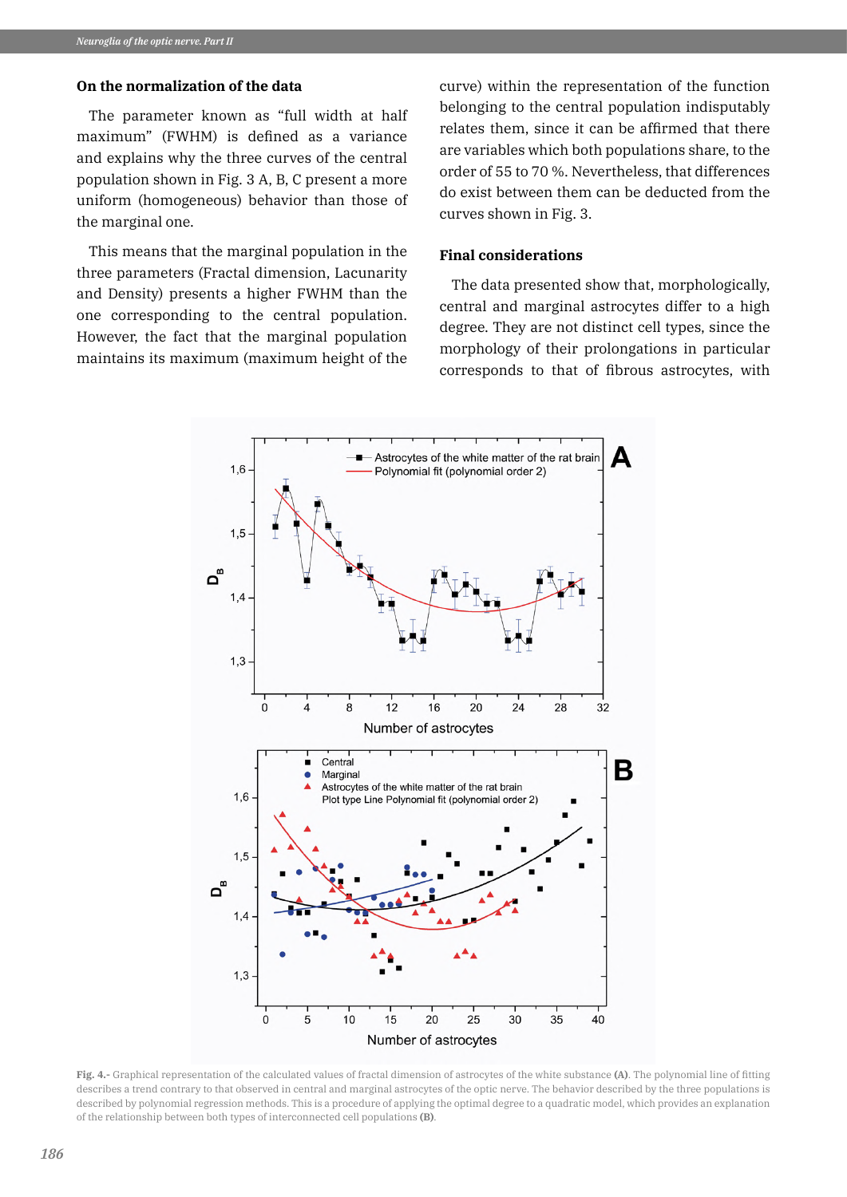## On the normalization of the data

The parameter known as "full width at half maximum" (FWHM) is defined as a variance and explains why the three curves of the central population shown in Fig. 3 A, B, C present a more uniform (homogeneous) behavior than those of the marginal one.

This means that the marginal population in the three parameters (Fractal dimension, Lacunarity and Density) presents a higher FWHM than the one corresponding to the central population. However, the fact that the marginal population maintains its maximum (maximum height of the curve) within the representation of the function belonging to the central population indisputably relates them, since it can be affirmed that there are variables which both populations share, to the order of 55 to 70 %. Nevertheless, that differences do exist between them can be deducted from the curves shown in Fig. 3.

## Final considerations

The data presented show that, morphologically, central and marginal astrocytes differ to a high degree. They are not distinct cell types, since the morphology of their prolongations in particular corresponds to that of fibrous astrocytes, with

**Fig. 4.-** Graphical representation of the calculated values of fractal dimension of astrocytes of the white substance **(A)**. The polynomial line of fitting describes a trend contrary to that observed in central and marginal astrocytes of the optic nerve. The behavior described by the three populations is described by polynomial regression methods. This is a procedure of applying the optimal degree to a quadratic model, which provides an explanation of the relationship between both types of interconnected cell populations **(B)**.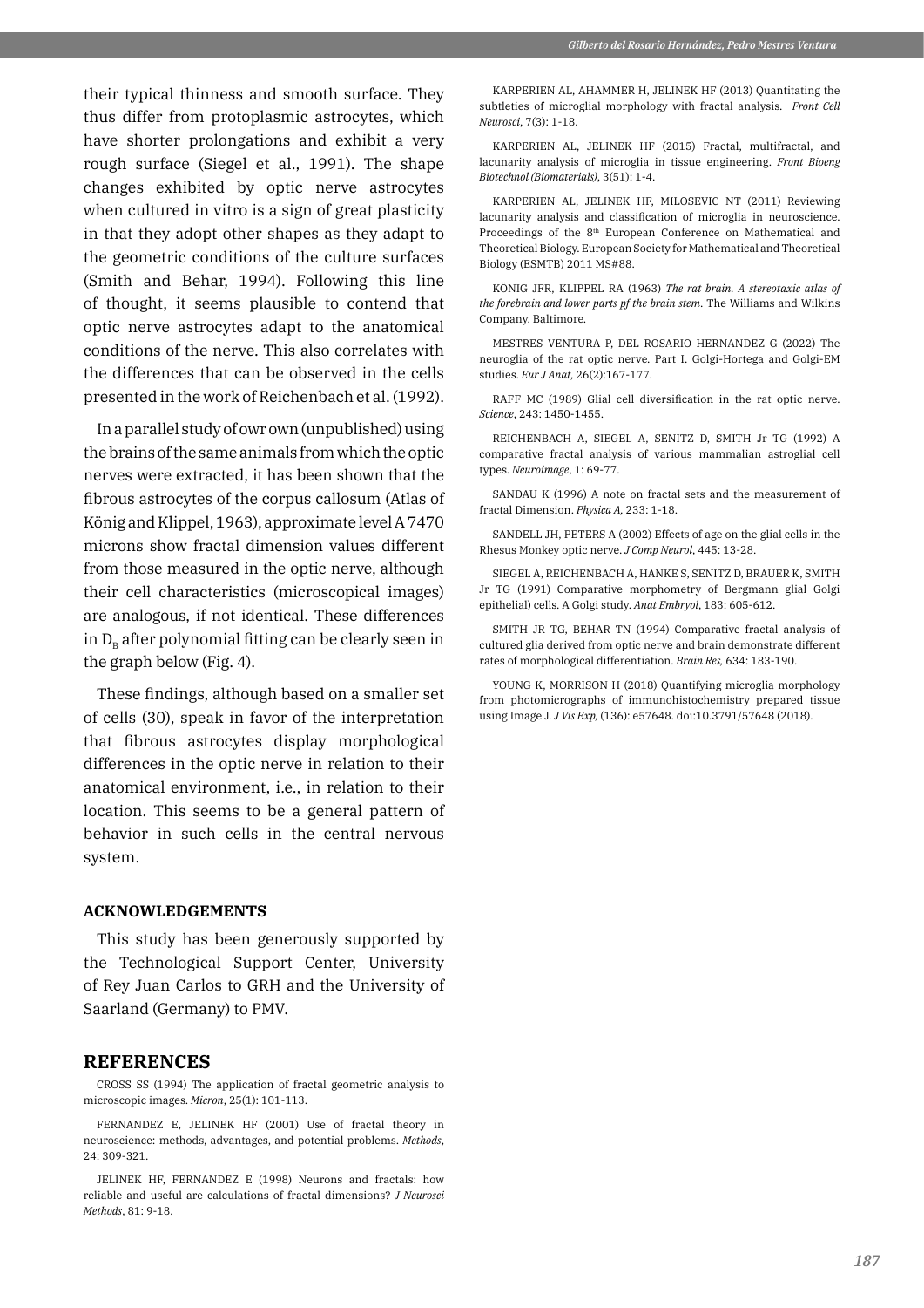their typical thinness and smooth surface. They thus differ from protoplasmic astrocytes, which have shorter prolongations and exhibit a very rough surface (Siegel et al., 1991). The shape changes exhibited by optic nerve astrocytes when cultured in vitro is a sign of great plasticity in that they adopt other shapes as they adapt to the geometric conditions of the culture surfaces (Smith and Behar, 1994). Following this line of thought, it seems plausible to contend that optic nerve astrocytes adapt to the anatomical conditions of the nerve. This also correlates with the differences that can be observed in the cells presented in the work of Reichenbach et al. (1992).

In a parallel study of owr own (unpublished) using the brains of the same animals from which the optic nerves were extracted, it has been shown that the fibrous astrocytes of the corpus callosum (Atlas of König and Klippel, 1963), approximate level A 7470 microns show fractal dimension values different from those measured in the optic nerve, although their cell characteristics (microscopical images) are analogous, if not identical. These differences in $D_B$ after polynomial fitting can be clearly seen in the graph below (Fig. 4).

These findings, although based on a smaller set of cells (30), speak in favor of the interpretation that fibrous astrocytes display morphological differences in the optic nerve in relation to their anatomical environment, i.e., in relation to their location. This seems to be a general pattern of behavior in such cells in the central nervous system.

## ACKNOWLEDGEMENTS

This study has been generously supported by the Technological Support Center, University of Rey Juan Carlos to GRH and the University of Saarland (Germany) to PMV.

## REFERENCES

CROSS SS (1994) The application of fractal geometric analysis to microscopic images. *Micron*, 25(1): 101-113.

FERNANDEZ E, JELINEK HF (2001) Use of fractal theory in neuroscience: methods, advantages, and potential problems. *Methods*, 24: 309-321.

JELINEK HF, FERNANDEZ E (1998) Neurons and fractals: how reliable and useful are calculations of fractal dimensions? *J Neurosci Methods*, 81: 9-18.

KARPERIEN AL, AHAMMER H, JELINEK HF (2013) Quantitating the subtleties of microglial morphology with fractal analysis. *Front Cell Neurosci*, 7(3): 1-18.

KARPERIEN AL, JELINEK HF (2015) Fractal, multifractal, and lacunarity analysis of microglia in tissue engineering. *Front Bioeng Biotechnol (Biomaterials)*, 3(51): 1-4.

KARPERIEN AL, JELINEK HF, MILOSEVIC NT (2011) Reviewing lacunarity analysis and classification of microglia in neuroscience. Proceedings of the 8th European Conference on Mathematical and Theoretical Biology. European Society for Mathematical and Theoretical Biology (ESMTB) 2011 MS#88.

KÖNIG JFR, KLIPPEL RA (1963) *The rat brain. A stereotaxic atlas of the forebrain and lower parts pf the brain stem*. The Williams and Wilkins Company. Baltimore.

MESTRES VENTURA P, DEL ROSARIO HERNANDEZ G (2022) The neuroglia of the rat optic nerve. Part I. Golgi-Hortega and Golgi-EM studies. *Eur J Anat,* 26(2):167-177.

RAFF MC (1989) Glial cell diversification in the rat optic nerve. *Science*, 243: 1450-1455.

REICHENBACH A, SIEGEL A, SENITZ D, SMITH Jr TG (1992) A comparative fractal analysis of various mammalian astroglial cell types. *Neuroimage*, 1: 69-77.

SANDAU K (1996) A note on fractal sets and the measurement of fractal Dimension. *Physica A,* 233: 1-18.

SANDELL JH, PETERS A (2002) Effects of age on the glial cells in the Rhesus Monkey optic nerve. *J Comp Neurol*, 445: 13-28.

SIEGEL A, REICHENBACH A, HANKE S, SENITZ D, BRAUER K, SMITH Jr TG (1991) Comparative morphometry of Bergmann glial Golgi epithelial) cells. A Golgi study. *Anat Embryol*, 183: 605-612.

SMITH JR TG, BEHAR TN (1994) Comparative fractal analysis of cultured glia derived from optic nerve and brain demonstrate different rates of morphological differentiation. *Brain Res,* 634: 183-190.

YOUNG K, MORRISON H (2018) Quantifying microglia morphology from photomicrographs of immunohistochemistry prepared tissue using Image J. *J Vis Exp,* (136): e57648. doi:10.3791/57648 (2018).